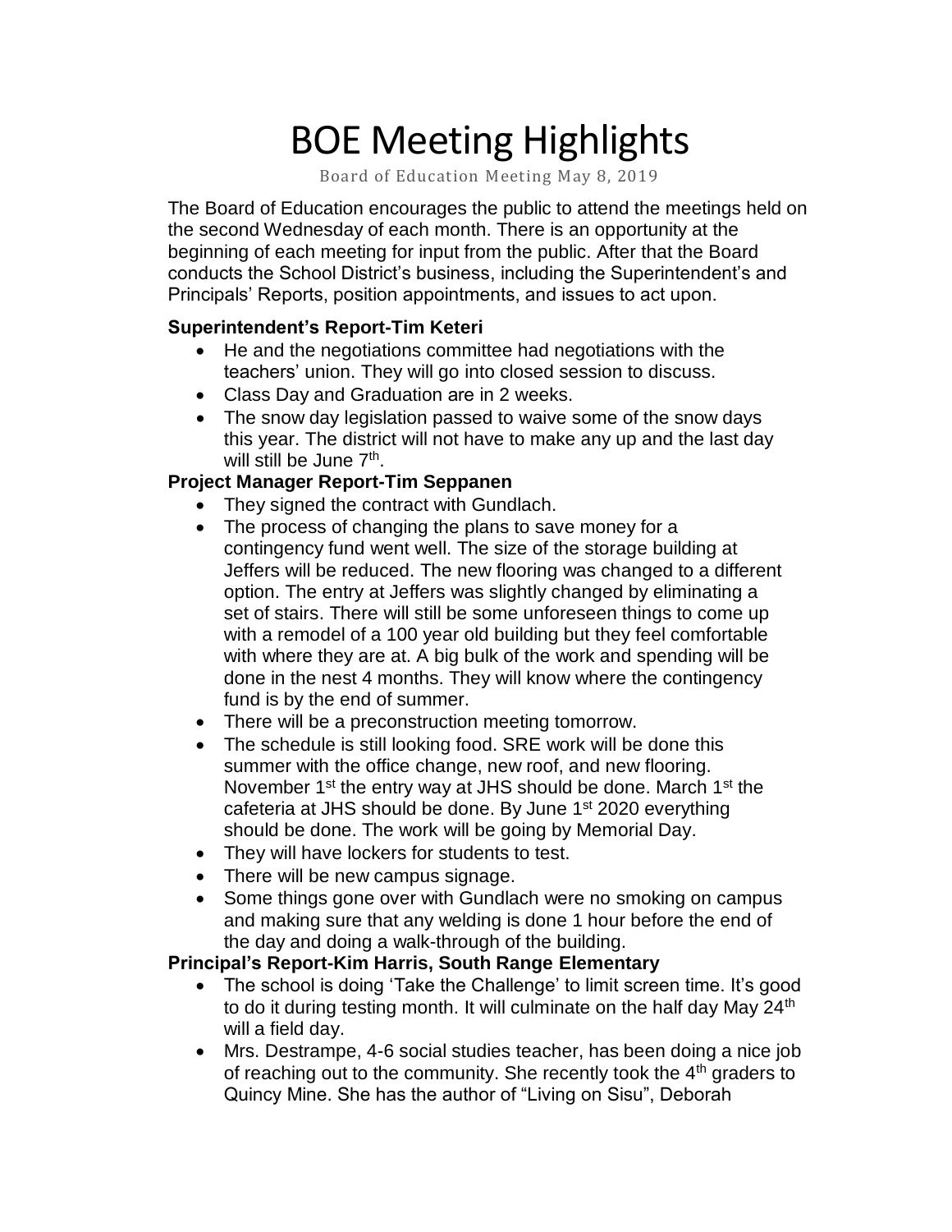# BOE Meeting Highlights

Board of Education Meeting May 8, 2019

The Board of Education encourages the public to attend the meetings held on the second Wednesday of each month. There is an opportunity at the beginning of each meeting for input from the public. After that the Board conducts the School District's business, including the Superintendent's and Principals' Reports, position appointments, and issues to act upon.

**Superintendent's Report-Tim Keteri**

- He and the negotiations committee had negotiations with the teachers' union. They will go into closed session to discuss.
- Class Day and Graduation are in 2 weeks.
- The snow day legislation passed to waive some of the snow days this year. The district will not have to make any up and the last day will still be June 7th.

**Project Manager Report-Tim Seppanen**

- They signed the contract with Gundlach.
- The process of changing the plans to save money for a contingency fund went well. The size of the storage building at Jeffers will be reduced. The new flooring was changed to a different option. The entry at Jeffers was slightly changed by eliminating a set of stairs. There will still be some unforeseen things to come up with a remodel of a 100 year old building but they feel comfortable with where they are at. A big bulk of the work and spending will be done in the nest 4 months. They will know where the contingency fund is by the end of summer.
- There will be a preconstruction meeting tomorrow.
- The schedule is still looking food. SRE work will be done this summer with the office change, new roof, and new flooring. November 1st the entry way at JHS should be done. March 1st the cafeteria at JHS should be done. By June 1st 2020 everything should be done. The work will be going by Memorial Day.
- They will have lockers for students to test.
- There will be new campus signage.
- Some things gone over with Gundlach were no smoking on campus and making sure that any welding is done 1 hour before the end of the day and doing a walk-through of the building.

**Principal's Report-Kim Harris, South Range Elementary**

- The school is doing 'Take the Challenge' to limit screen time. It's good to do it during testing month. It will culminate on the half day May 24th will a field day.
- Mrs. Destrampe, 4-6 social studies teacher, has been doing a nice job of reaching out to the community. She recently took the 4th graders to Quincy Mine. She has the author of "Living on Sisu", Deborah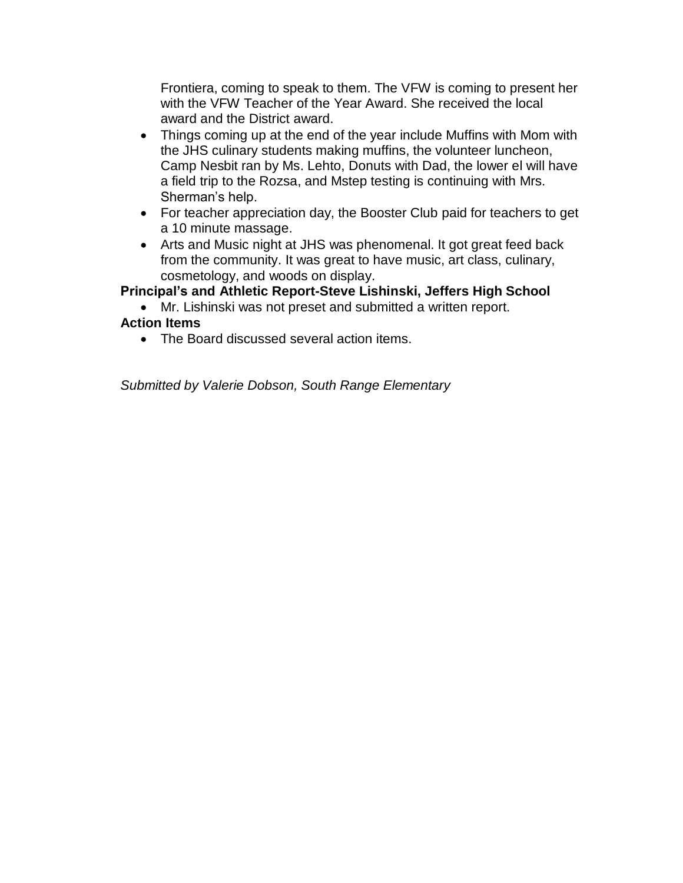Frontiera, coming to speak to them. The VFW is coming to present her with the VFW Teacher of the Year Award. She received the local award and the District award.

- Things coming up at the end of the year include Muffins with Mom with the JHS culinary students making muffins, the volunteer luncheon, Camp Nesbit ran by Ms. Lehto, Donuts with Dad, the lower el will have a field trip to the Rozsa, and Mstep testing is continuing with Mrs. Sherman's help.
- For teacher appreciation day, the Booster Club paid for teachers to get a 10 minute massage.
- Arts and Music night at JHS was phenomenal. It got great feed back from the community. It was great to have music, art class, culinary, cosmetology, and woods on display.

**Principal's and Athletic Report-Steve Lishinski, Jeffers High School**

- Mr. Lishinski was not preset and submitted a written report.

**Action Items**

- The Board discussed several action items.

*Submitted by Valerie Dobson, South Range Elementary*